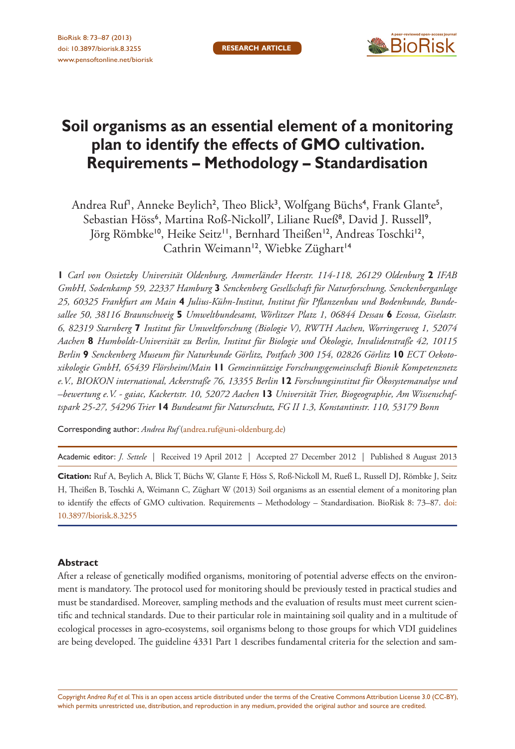RESEARCH ARTICLE

# Soil organisms as an essential element of a monitoring plan to identify the effects of GMO cultivation. Requirements – Methodology – Standardisation

Andrea Ruf[1], Anneke Beylich[2], Theo Blick[3], Wolfgang Büchs[4], Frank Glante[5], Sebastian Höss[6], Martina Roß-Nickoll[7], Liliane Rueß[8], David J. Russell[9], Jörg Römbke[10], Heike Seitz[11], Bernhard Theißen[12], Andreas Toschki[12], Cathrin Weimann[12], Wiebke Züghart[14]

**1** *Carl von Ossietzky Universität Oldenburg, Ammerländer Heerstr. 114-118, 26129 Oldenburg* **2** *IFAB GmbH, Sodenkamp 59, 22337 Hamburg* **3** *Senckenberg Gesellschaft für Naturforschung, Senckenberganlage 25, 60325 Frankfurt am Main* **4** *Julius-Kühn-Institut, Institut für Pflanzenbau und Bodenkunde, Bundesallee 50, 38116 Braunschweig* **5** *Umweltbundesamt, Wörlitzer Platz 1, 06844 Dessau* **6** *Ecossa, Giselastr. 6, 82319 Starnberg* **7** *Institut für Umweltforschung (Biologie V), RWTH Aachen, Worringerweg 1, 52074 Aachen* **8** *Humboldt-Universität zu Berlin, Institut für Biologie und Ökologie, Invalidenstraße 42, 10115 Berlin* **9** *Senckenberg Museum für Naturkunde Görlitz, Postfach 300 154, 02826 Görlitz* **10** *ECT Oekotoxikologie GmbH, 65439 Flörsheim/Main* **11** *Gemeinnützige Forschungsgemeinschaft Bionik Kompetenznetz e.V., BIOKON international, Ackerstraße 76, 13355 Berlin* **12** *Forschungsinstitut für Ökosystemanalyse und –bewertung e.V. - gaiac, Kackertstr. 10, 52072 Aachen* **13** *Universität Trier, Biogeographie, Am Wissenschaftspark 25-27, 54296 Trier* **14** *Bundesamt für Naturschutz, FG II 1.3, Konstantinstr. 110, 53179 Bonn*

Corresponding author: *Andrea Ruf* (andrea.ruf@uni-oldenburg.de)

Academic editor: *J. Settele* | Received 19 April 2012 | Accepted 27 December 2012 | Published 8 August 2013

**Citation:** Ruf A, Beylich A, Blick T, Büchs W, Glante F, Höss S, Roß-Nickoll M, Rueß L, Russell DJ, Römbke J, Seitz H, Theißen B, Toschki A, Weimann C, Züghart W (2013) Soil organisms as an essential element of a monitoring plan to identify the effects of GMO cultivation. Requirements – Methodology – Standardisation. BioRisk 8: 73–87. doi: 10.3897/biorisk.8.3255

## Abstract

After a release of genetically modified organisms, monitoring of potential adverse effects on the environment is mandatory. The protocol used for monitoring should be previously tested in practical studies and must be standardised. Moreover, sampling methods and the evaluation of results must meet current scientific and technical standards. Due to their particular role in maintaining soil quality and in a multitude of ecological processes in agro-ecosystems, soil organisms belong to those groups for which VDI guidelines are being developed. The guideline 4331 Part 1 describes fundamental criteria for the selection and sam-

Copyright *Andrea Ruf et al.* This is an open access article distributed under the terms of the Creative Commons Attribution License 3.0 (CC-BY), which permits unrestricted use, distribution, and reproduction in any medium, provided the original author and source are credited.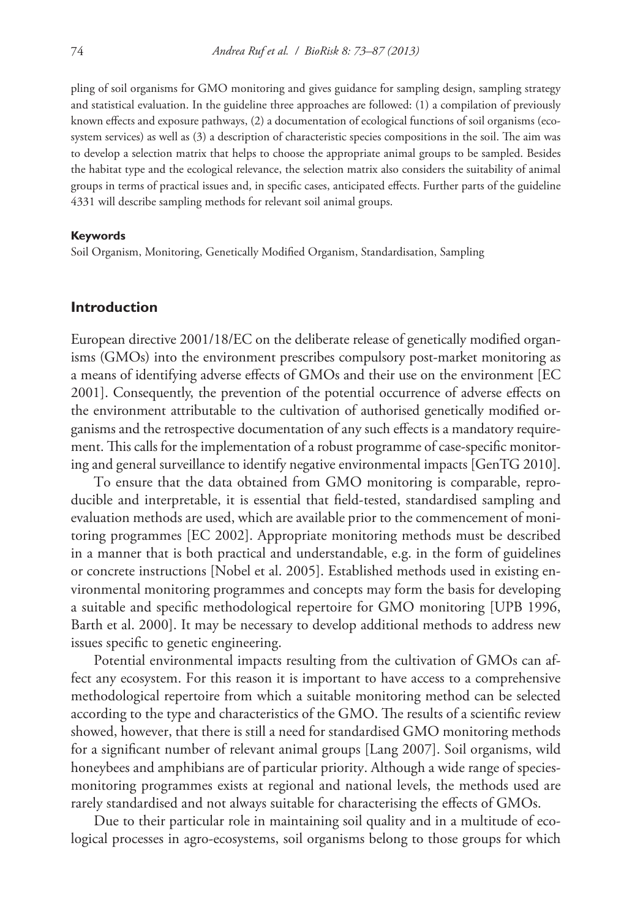pling of soil organisms for GMO monitoring and gives guidance for sampling design, sampling strategy and statistical evaluation. In the guideline three approaches are followed: (1) a compilation of previously known effects and exposure pathways, (2) a documentation of ecological functions of soil organisms (ecosystem services) as well as (3) a description of characteristic species compositions in the soil. The aim was to develop a selection matrix that helps to choose the appropriate animal groups to be sampled. Besides the habitat type and the ecological relevance, the selection matrix also considers the suitability of animal groups in terms of practical issues and, in specific cases, anticipated effects. Further parts of the guideline 4331 will describe sampling methods for relevant soil animal groups.

**Keywords**

Soil Organism, Monitoring, Genetically Modified Organism, Standardisation, Sampling

## Introduction

European directive 2001/18/EC on the deliberate release of genetically modified organisms (GMOs) into the environment prescribes compulsory post-market monitoring as a means of identifying adverse effects of GMOs and their use on the environment [EC 2001]. Consequently, the prevention of the potential occurrence of adverse effects on the environment attributable to the cultivation of authorised genetically modified organisms and the retrospective documentation of any such effects is a mandatory requirement. This calls for the implementation of a robust programme of case-specific monitoring and general surveillance to identify negative environmental impacts [GenTG 2010].

To ensure that the data obtained from GMO monitoring is comparable, reproducible and interpretable, it is essential that field-tested, standardised sampling and evaluation methods are used, which are available prior to the commencement of monitoring programmes [EC 2002]. Appropriate monitoring methods must be described in a manner that is both practical and understandable, e.g. in the form of guidelines or concrete instructions [Nobel et al. 2005]. Established methods used in existing environmental monitoring programmes and concepts may form the basis for developing a suitable and specific methodological repertoire for GMO monitoring [UPB 1996, Barth et al. 2000]. It may be necessary to develop additional methods to address new issues specific to genetic engineering.

Potential environmental impacts resulting from the cultivation of GMOs can affect any ecosystem. For this reason it is important to have access to a comprehensive methodological repertoire from which a suitable monitoring method can be selected according to the type and characteristics of the GMO. The results of a scientific review showed, however, that there is still a need for standardised GMO monitoring methods for a significant number of relevant animal groups [Lang 2007]. Soil organisms, wild honeybees and amphibians are of particular priority. Although a wide range of species-monitoring programmes exists at regional and national levels, the methods used are rarely standardised and not always suitable for characterising the effects of GMOs.

Due to their particular role in maintaining soil quality and in a multitude of ecological processes in agro-ecosystems, soil organisms belong to those groups for which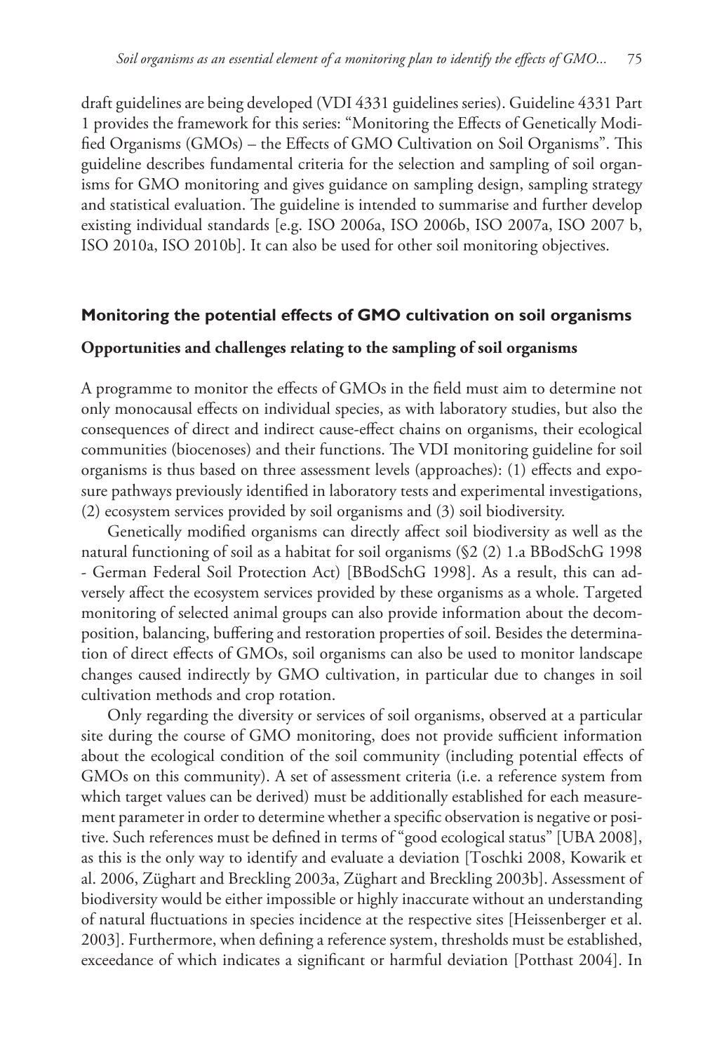draft guidelines are being developed (VDI 4331 guidelines series). Guideline 4331 Part 1 provides the framework for this series: "Monitoring the Effects of Genetically Modified Organisms (GMOs) – the Effects of GMO Cultivation on Soil Organisms". This guideline describes fundamental criteria for the selection and sampling of soil organisms for GMO monitoring and gives guidance on sampling design, sampling strategy and statistical evaluation. The guideline is intended to summarise and further develop existing individual standards [e.g. ISO 2006a, ISO 2006b, ISO 2007a, ISO 2007 b, ISO 2010a, ISO 2010b]. It can also be used for other soil monitoring objectives.

## Monitoring the potential effects of GMO cultivation on soil organisms

### Opportunities and challenges relating to the sampling of soil organisms

A programme to monitor the effects of GMOs in the field must aim to determine not only monocausal effects on individual species, as with laboratory studies, but also the consequences of direct and indirect cause-effect chains on organisms, their ecological communities (biocenoses) and their functions. The VDI monitoring guideline for soil organisms is thus based on three assessment levels (approaches): (1) effects and exposure pathways previously identified in laboratory tests and experimental investigations, (2) ecosystem services provided by soil organisms and (3) soil biodiversity.

Genetically modified organisms can directly affect soil biodiversity as well as the natural functioning of soil as a habitat for soil organisms (§2 (2) 1.a BBodSchG 1998 - German Federal Soil Protection Act) [BBodSchG 1998]. As a result, this can adversely affect the ecosystem services provided by these organisms as a whole. Targeted monitoring of selected animal groups can also provide information about the decomposition, balancing, buffering and restoration properties of soil. Besides the determination of direct effects of GMOs, soil organisms can also be used to monitor landscape changes caused indirectly by GMO cultivation, in particular due to changes in soil cultivation methods and crop rotation.

Only regarding the diversity or services of soil organisms, observed at a particular site during the course of GMO monitoring, does not provide sufficient information about the ecological condition of the soil community (including potential effects of GMOs on this community). A set of assessment criteria (i.e. a reference system from which target values can be derived) must be additionally established for each measurement parameter in order to determine whether a specific observation is negative or positive. Such references must be defined in terms of "good ecological status" [UBA 2008], as this is the only way to identify and evaluate a deviation [Toschki 2008, Kowarik et al. 2006, Züghart and Breckling 2003a, Züghart and Breckling 2003b]. Assessment of biodiversity would be either impossible or highly inaccurate without an understanding of natural fluctuations in species incidence at the respective sites [Heissenberger et al. 2003]. Furthermore, when defining a reference system, thresholds must be established, exceedance of which indicates a significant or harmful deviation [Potthast 2004]. In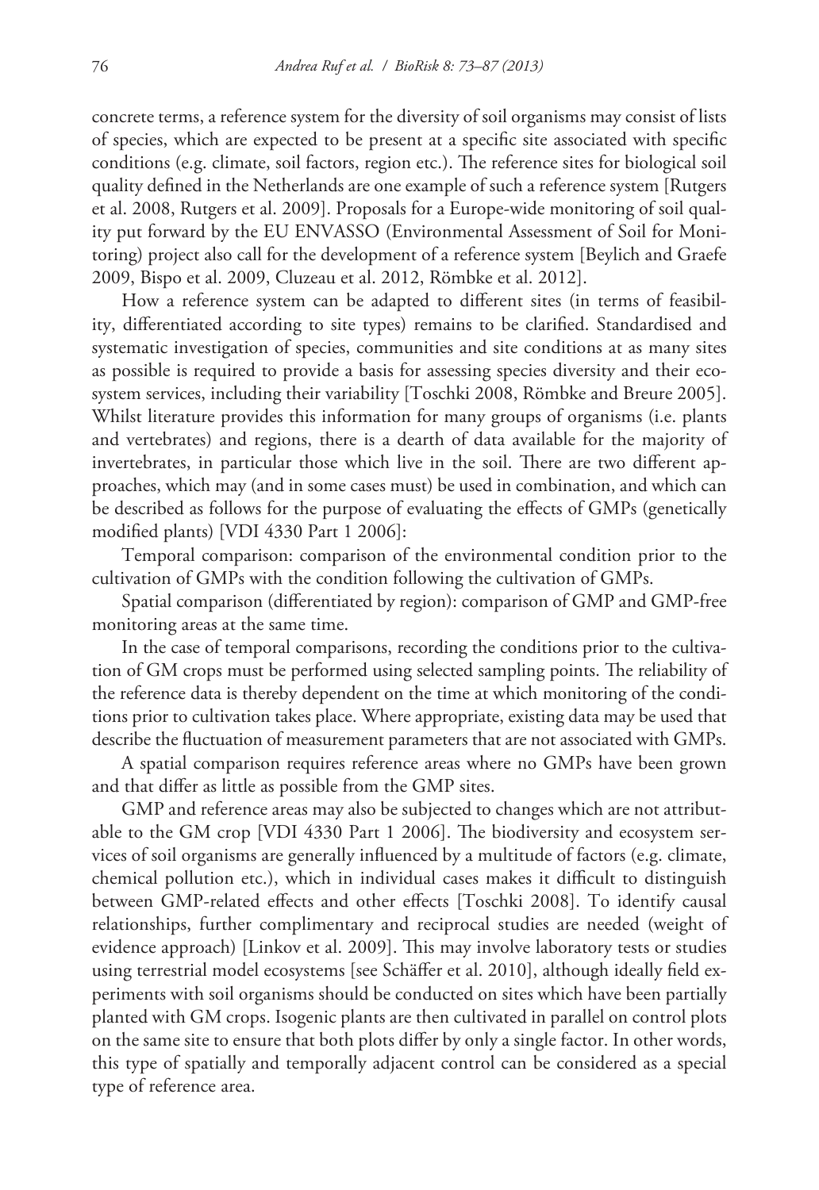concrete terms, a reference system for the diversity of soil organisms may consist of lists of species, which are expected to be present at a specific site associated with specific conditions (e.g. climate, soil factors, region etc.). The reference sites for biological soil quality defined in the Netherlands are one example of such a reference system [Rutgers et al. 2008, Rutgers et al. 2009]. Proposals for a Europe-wide monitoring of soil quality put forward by the EU ENVASSO (Environmental Assessment of Soil for Monitoring) project also call for the development of a reference system [Beylich and Graefe 2009, Bispo et al. 2009, Cluzeau et al. 2012, Römbke et al. 2012].

How a reference system can be adapted to different sites (in terms of feasibility, differentiated according to site types) remains to be clarified. Standardised and systematic investigation of species, communities and site conditions at as many sites as possible is required to provide a basis for assessing species diversity and their ecosystem services, including their variability [Toschki 2008, Römbke and Breure 2005]. Whilst literature provides this information for many groups of organisms (i.e. plants and vertebrates) and regions, there is a dearth of data available for the majority of invertebrates, in particular those which live in the soil. There are two different approaches, which may (and in some cases must) be used in combination, and which can be described as follows for the purpose of evaluating the effects of GMPs (genetically modified plants) [VDI 4330 Part 1 2006]:

Temporal comparison: comparison of the environmental condition prior to the cultivation of GMPs with the condition following the cultivation of GMPs.

Spatial comparison (differentiated by region): comparison of GMP and GMP-free monitoring areas at the same time.

In the case of temporal comparisons, recording the conditions prior to the cultivation of GM crops must be performed using selected sampling points. The reliability of the reference data is thereby dependent on the time at which monitoring of the conditions prior to cultivation takes place. Where appropriate, existing data may be used that describe the fluctuation of measurement parameters that are not associated with GMPs.

A spatial comparison requires reference areas where no GMPs have been grown and that differ as little as possible from the GMP sites.

GMP and reference areas may also be subjected to changes which are not attributable to the GM crop [VDI 4330 Part 1 2006]. The biodiversity and ecosystem services of soil organisms are generally influenced by a multitude of factors (e.g. climate, chemical pollution etc.), which in individual cases makes it difficult to distinguish between GMP-related effects and other effects [Toschki 2008]. To identify causal relationships, further complimentary and reciprocal studies are needed (weight of evidence approach) [Linkov et al. 2009]. This may involve laboratory tests or studies using terrestrial model ecosystems [see Schäffer et al. 2010], although ideally field experiments with soil organisms should be conducted on sites which have been partially planted with GM crops. Isogenic plants are then cultivated in parallel on control plots on the same site to ensure that both plots differ by only a single factor. In other words, this type of spatially and temporally adjacent control can be considered as a special type of reference area.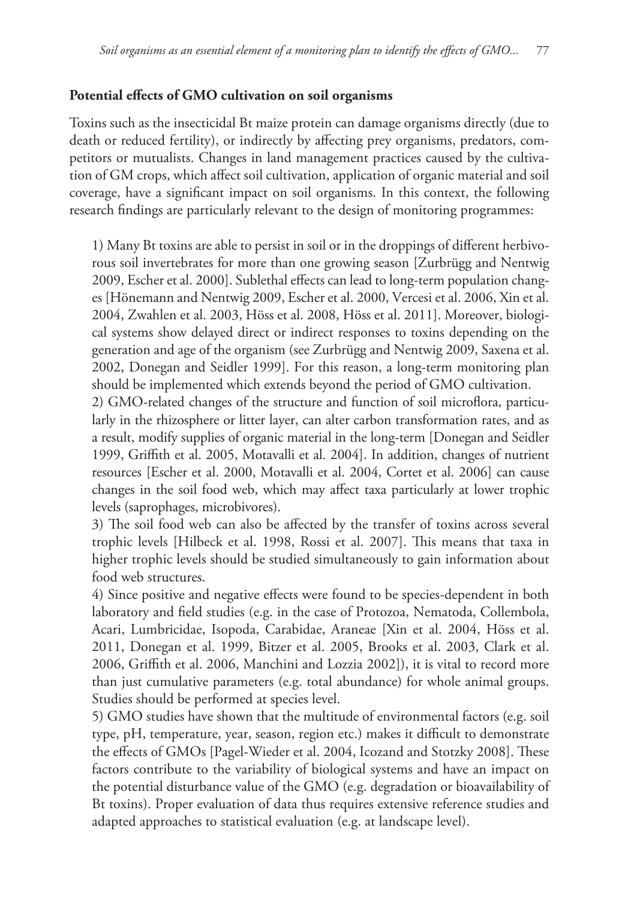## Potential effects of GMO cultivation on soil organisms

Toxins such as the insecticidal Bt maize protein can damage organisms directly (due to death or reduced fertility), or indirectly by affecting prey organisms, predators, competitors or mutualists. Changes in land management practices caused by the cultivation of GM crops, which affect soil cultivation, application of organic material and soil coverage, have a significant impact on soil organisms. In this context, the following research findings are particularly relevant to the design of monitoring programmes:

1) Many Bt toxins are able to persist in soil or in the droppings of different herbivorous soil invertebrates for more than one growing season [Zurbrügg and Nentwig 2009, Escher et al. 2000]. Sublethal effects can lead to long-term population changes [Hönemann and Nentwig 2009, Escher et al. 2000, Vercesi et al. 2006, Xin et al. 2004, Zwahlen et al. 2003, Höss et al. 2008, Höss et al. 2011]. Moreover, biological systems show delayed direct or indirect responses to toxins depending on the generation and age of the organism (see Zurbrügg and Nentwig 2009, Saxena et al. 2002, Donegan and Seidler 1999]. For this reason, a long-term monitoring plan should be implemented which extends beyond the period of GMO cultivation.

2) GMO-related changes of the structure and function of soil microflora, particularly in the rhizosphere or litter layer, can alter carbon transformation rates, and as a result, modify supplies of organic material in the long-term [Donegan and Seidler 1999, Griffith et al. 2005, Motavalli et al. 2004]. In addition, changes of nutrient resources [Escher et al. 2000, Motavalli et al. 2004, Cortet et al. 2006] can cause changes in the soil food web, which may affect taxa particularly at lower trophic levels (saprophages, microbivores).

3) The soil food web can also be affected by the transfer of toxins across several trophic levels [Hilbeck et al. 1998, Rossi et al. 2007]. This means that taxa in higher trophic levels should be studied simultaneously to gain information about food web structures.

4) Since positive and negative effects were found to be species-dependent in both laboratory and field studies (e.g. in the case of Protozoa, Nematoda, Collembola, Acari, Lumbricidae, Isopoda, Carabidae, Araneae [Xin et al. 2004, Höss et al. 2011, Donegan et al. 1999, Bitzer et al. 2005, Brooks et al. 2003, Clark et al. 2006, Griffith et al. 2006, Manchini and Lozzia 2002]), it is vital to record more than just cumulative parameters (e.g. total abundance) for whole animal groups. Studies should be performed at species level.

5) GMO studies have shown that the multitude of environmental factors (e.g. soil type, pH, temperature, year, season, region etc.) makes it difficult to demonstrate the effects of GMOs [Pagel-Wieder et al. 2004, Icozand and Stotzky 2008]. These factors contribute to the variability of biological systems and have an impact on the potential disturbance value of the GMO (e.g. degradation or bioavailability of Bt toxins). Proper evaluation of data thus requires extensive reference studies and adapted approaches to statistical evaluation (e.g. at landscape level).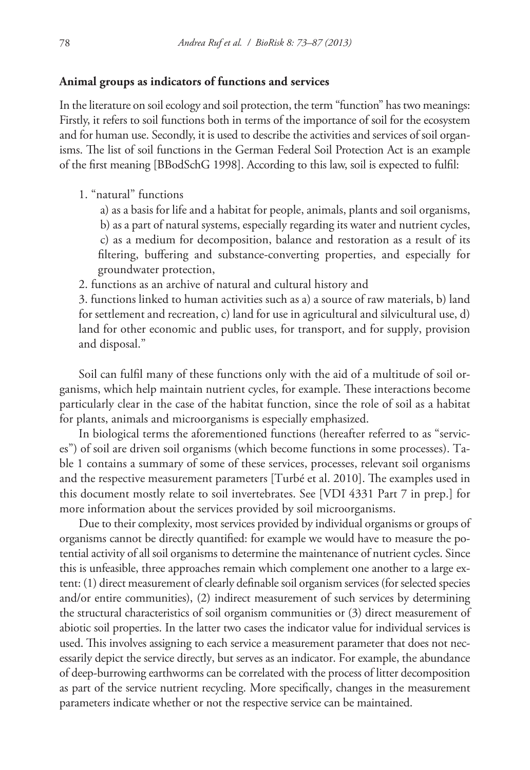### Animal groups as indicators of functions and services

In the literature on soil ecology and soil protection, the term "function" has two meanings: Firstly, it refers to soil functions both in terms of the importance of soil for the ecosystem and for human use. Secondly, it is used to describe the activities and services of soil organisms. The list of soil functions in the German Federal Soil Protection Act is an example of the first meaning [BBodSchG 1998]. According to this law, soil is expected to fulfil:

1. "natural" functions
   a) as a basis for life and a habitat for people, animals, plants and soil organisms,
   b) as a part of natural systems, especially regarding its water and nutrient cycles,
   c) as a medium for decomposition, balance and restoration as a result of its filtering, buffering and substance-converting properties, and especially for groundwater protection,
2. functions as an archive of natural and cultural history and
3. functions linked to human activities such as a) a source of raw materials, b) land for settlement and recreation, c) land for use in agricultural and silvicultural use, d) land for other economic and public uses, for transport, and for supply, provision and disposal."

Soil can fulfil many of these functions only with the aid of a multitude of soil organisms, which help maintain nutrient cycles, for example. These interactions become particularly clear in the case of the habitat function, since the role of soil as a habitat for plants, animals and microorganisms is especially emphasized.

In biological terms the aforementioned functions (hereafter referred to as "services") of soil are driven soil organisms (which become functions in some processes). Table 1 contains a summary of some of these services, processes, relevant soil organisms and the respective measurement parameters [Turbé et al. 2010]. The examples used in this document mostly relate to soil invertebrates. See [VDI 4331 Part 7 in prep.] for more information about the services provided by soil microorganisms.

Due to their complexity, most services provided by individual organisms or groups of organisms cannot be directly quantified: for example we would have to measure the potential activity of all soil organisms to determine the maintenance of nutrient cycles. Since this is unfeasible, three approaches remain which complement one another to a large extent: (1) direct measurement of clearly definable soil organism services (for selected species and/or entire communities), (2) indirect measurement of such services by determining the structural characteristics of soil organism communities or (3) direct measurement of abiotic soil properties. In the latter two cases the indicator value for individual services is used. This involves assigning to each service a measurement parameter that does not necessarily depict the service directly, but serves as an indicator. For example, the abundance of deep-burrowing earthworms can be correlated with the process of litter decomposition as part of the service nutrient recycling. More specifically, changes in the measurement parameters indicate whether or not the respective service can be maintained.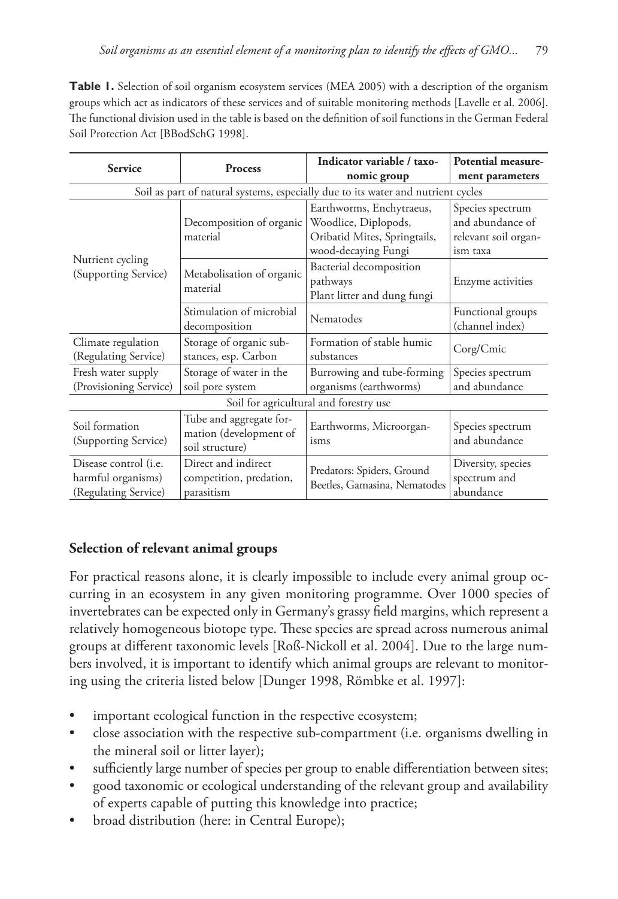**Table 1.** Selection of soil organism ecosystem services (MEA 2005) with a description of the organism groups which act as indicators of these services and of suitable monitoring methods [Lavelle et al. 2006]. The functional division used in the table is based on the definition of soil functions in the German Federal Soil Protection Act [BBodSchG 1998].

| Service | Process | Indicator variable / taxonomic group | Potential measurement parameters |
|---|---|---|---|
| Soil as part of natural systems, especially due to its water and nutrient cycles | | | |
| Nutrient cycling (Supporting Service) | Decomposition of organic material | Earthworms, Enchytraeus, Woodlice, Diplopods, Oribatid Mites, Springtails, wood-decaying Fungi | Species spectrum and abundance of relevant soil organism taxa |
| | Metabolisation of organic material | Bacterial decomposition pathways Plant litter and dung fungi | Enzyme activities |
| | Stimulation of microbial decomposition | Nematodes | Functional groups (channel index) |
| Climate regulation (Regulating Service) | Storage of organic substances, esp. Carbon | Formation of stable humic substances | Corg/Cmic |
| Fresh water supply (Provisioning Service) | Storage of water in the soil pore system | Burrowing and tube-forming organisms (earthworms) | Species spectrum and abundance |
| Soil for agricultural and forestry use | | | |
| Soil formation (Supporting Service) | Tube and aggregate formation (development of soil structure) | Earthworms, Microorganisms | Species spectrum and abundance |
| Disease control (i.e. harmful organisms) (Regulating Service) | Direct and indirect competition, predation, parasitism | Predators: Spiders, Ground Beetles, Gamasina, Nematodes | Diversity, species spectrum and abundance |

## Selection of relevant animal groups

For practical reasons alone, it is clearly impossible to include every animal group occurring in an ecosystem in any given monitoring programme. Over 1000 species of invertebrates can be expected only in Germany's grassy field margins, which represent a relatively homogeneous biotope type. These species are spread across numerous animal groups at different taxonomic levels [Roß-Nickoll et al. 2004]. Due to the large numbers involved, it is important to identify which animal groups are relevant to monitoring using the criteria listed below [Dunger 1998, Römbke et al. 1997]:

- important ecological function in the respective ecosystem;
- close association with the respective sub-compartment (i.e. organisms dwelling in the mineral soil or litter layer);
- sufficiently large number of species per group to enable differentiation between sites;
- good taxonomic or ecological understanding of the relevant group and availability of experts capable of putting this knowledge into practice;
- broad distribution (here: in Central Europe);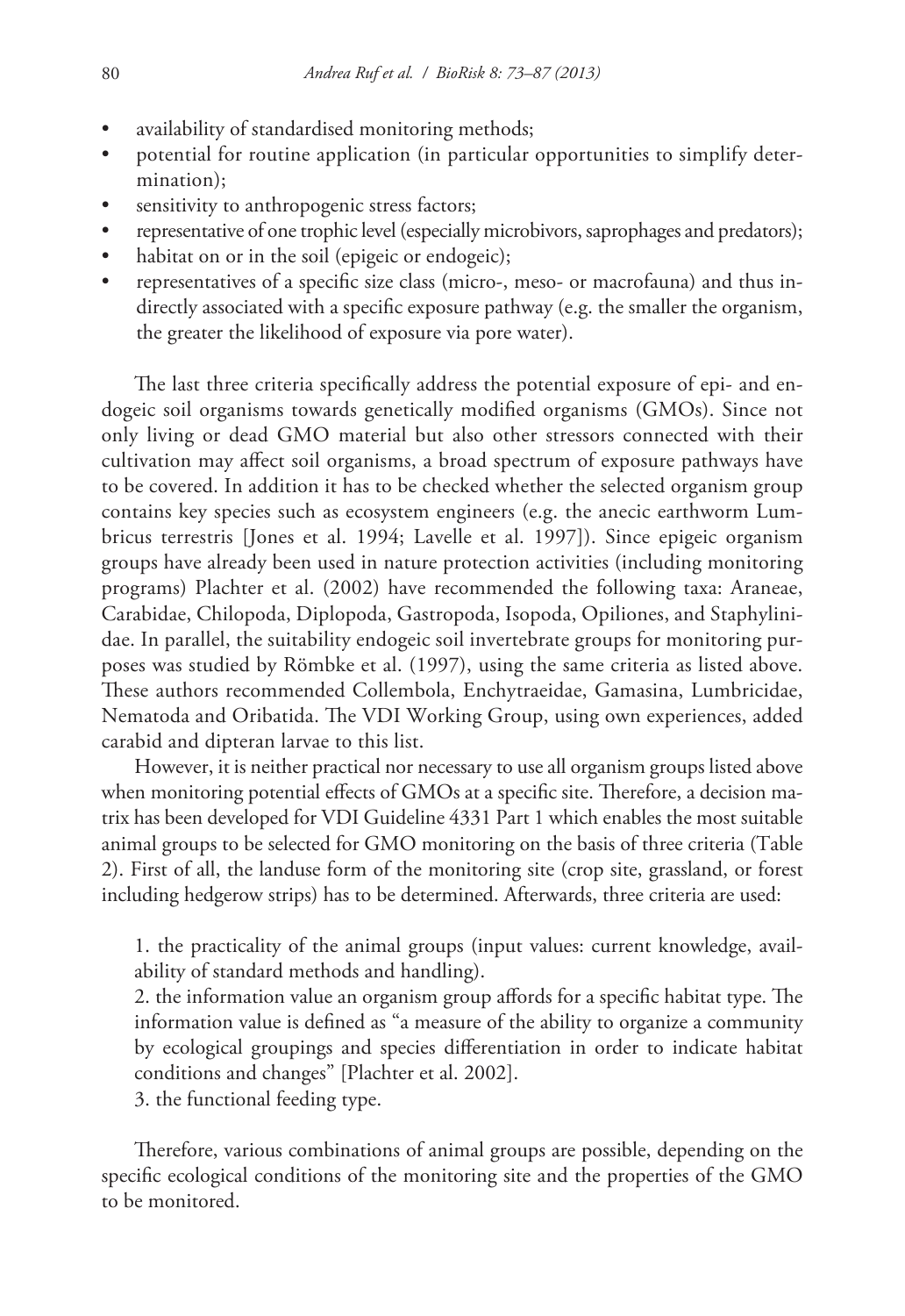- availability of standardised monitoring methods;
- potential for routine application (in particular opportunities to simplify determination);
- sensitivity to anthropogenic stress factors;
- representative of one trophic level (especially microbivors, saprophages and predators);
- habitat on or in the soil (epigeic or endogeic);
- representatives of a specific size class (micro-, meso- or macrofauna) and thus indirectly associated with a specific exposure pathway (e.g. the smaller the organism, the greater the likelihood of exposure via pore water).

The last three criteria specifically address the potential exposure of epi- and endogeic soil organisms towards genetically modified organisms (GMOs). Since not only living or dead GMO material but also other stressors connected with their cultivation may affect soil organisms, a broad spectrum of exposure pathways have to be covered. In addition it has to be checked whether the selected organism group contains key species such as ecosystem engineers (e.g. the anecic earthworm Lumbricus terrestris [Jones et al. 1994; Lavelle et al. 1997]). Since epigeic organism groups have already been used in nature protection activities (including monitoring programs) Plachter et al. (2002) have recommended the following taxa: Araneae, Carabidae, Chilopoda, Diplopoda, Gastropoda, Isopoda, Opiliones, and Staphylinidae. In parallel, the suitability endogeic soil invertebrate groups for monitoring purposes was studied by Römbke et al. (1997), using the same criteria as listed above. These authors recommended Collembola, Enchytraeidae, Gamasina, Lumbricidae, Nematoda and Oribatida. The VDI Working Group, using own experiences, added carabid and dipteran larvae to this list.

However, it is neither practical nor necessary to use all organism groups listed above when monitoring potential effects of GMOs at a specific site. Therefore, a decision matrix has been developed for VDI Guideline 4331 Part 1 which enables the most suitable animal groups to be selected for GMO monitoring on the basis of three criteria (Table 2). First of all, the landuse form of the monitoring site (crop site, grassland, or forest including hedgerow strips) has to be determined. Afterwards, three criteria are used:

1. the practicality of the animal groups (input values: current knowledge, availability of standard methods and handling).
2. the information value an organism group affords for a specific habitat type. The information value is defined as "a measure of the ability to organize a community by ecological groupings and species differentiation in order to indicate habitat conditions and changes" [Plachter et al. 2002].
3. the functional feeding type.

Therefore, various combinations of animal groups are possible, depending on the specific ecological conditions of the monitoring site and the properties of the GMO to be monitored.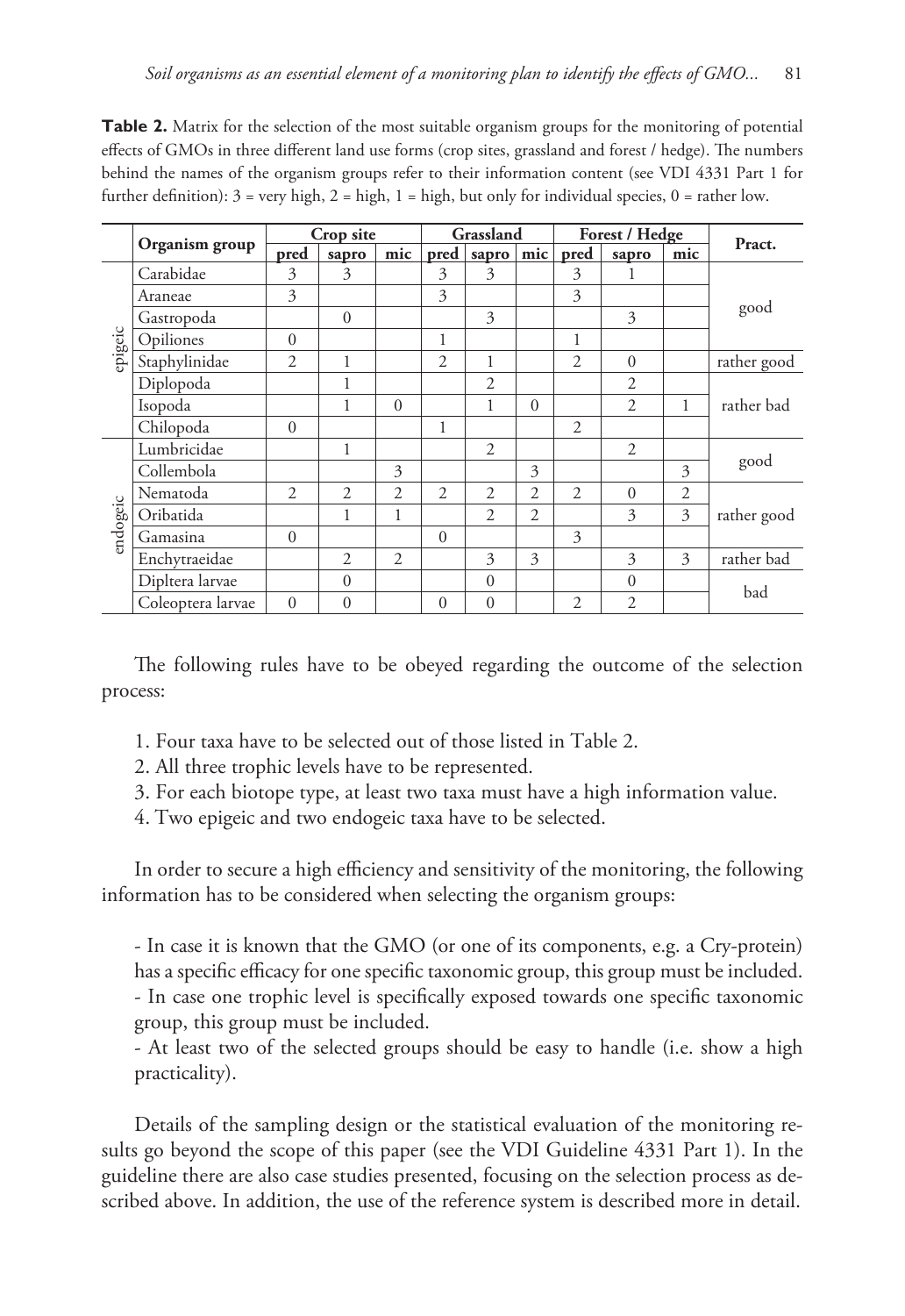**Table 2.** Matrix for the selection of the most suitable organism groups for the monitoring of potential effects of GMOs in three different land use forms (crop sites, grassland and forest / hedge). The numbers behind the names of the organism groups refer to their information content (see VDI 4331 Part 1 for further definition): 3 = very high, 2 = high, 1 = high, but only for individual species, 0 = rather low.

| | Organism group | Crop site | | | Grassland | | | Forest / Hedge | | | Pract. |
|---|---|---|---|---|---|---|---|---|---|---|---|
| | | pred | sapro | mic | pred | sapro | mic | pred | sapro | mic | |
| epigeic | Carabidae | 3 | 3 | | 3 | 3 | | 3 | 1 | | good |
| | Araneae | 3 | | | 3 | | | 3 | | | |
| | Gastropoda | | 0 | | | 3 | | | 3 | | |
| | Opiliones | 0 | | | 1 | | | 1 | | | |
| | Staphylinidae | 2 | 1 | | 2 | 1 | | 2 | 0 | | rather good |
| | Diplopoda | | 1 | | | 2 | | | 2 | | rather bad |
| | Isopoda | | 1 | 0 | | 1 | 0 | | 2 | 1 | |
| | Chilopoda | 0 | | | 1 | | | 2 | | | |
| endogeic | Lumbricidae | | 1 | | | 2 | | | 2 | | good |
| | Collembola | | | 3 | | | 3 | | | 3 | |
| | Nematoda | 2 | 2 | 2 | 2 | 2 | 2 | 2 | 0 | 2 | rather good |
| | Oribatida | | 1 | 1 | | 2 | 2 | | 3 | 3 | |
| | Gamasina | 0 | | | 0 | | | 3 | | | |
| | Enchytraeidae | | 2 | 2 | | 3 | 3 | | 3 | 3 | rather bad |
| | Dipltera larvae | | 0 | | | 0 | | | 0 | | bad |
| | Coleoptera larvae | 0 | 0 | | 0 | 0 | | 2 | 2 | | |

The following rules have to be obeyed regarding the outcome of the selection process:

1. Four taxa have to be selected out of those listed in Table 2.
2. All three trophic levels have to be represented.
3. For each biotope type, at least two taxa must have a high information value.
4. Two epigeic and two endogeic taxa have to be selected.

In order to secure a high efficiency and sensitivity of the monitoring, the following information has to be considered when selecting the organism groups:

- In case it is known that the GMO (or one of its components, e.g. a Cry-protein) has a specific efficacy for one specific taxonomic group, this group must be included.
- In case one trophic level is specifically exposed towards one specific taxonomic group, this group must be included.
- At least two of the selected groups should be easy to handle (i.e. show a high practicality).

Details of the sampling design or the statistical evaluation of the monitoring results go beyond the scope of this paper (see the VDI Guideline 4331 Part 1). In the guideline there are also case studies presented, focusing on the selection process as described above. In addition, the use of the reference system is described more in detail.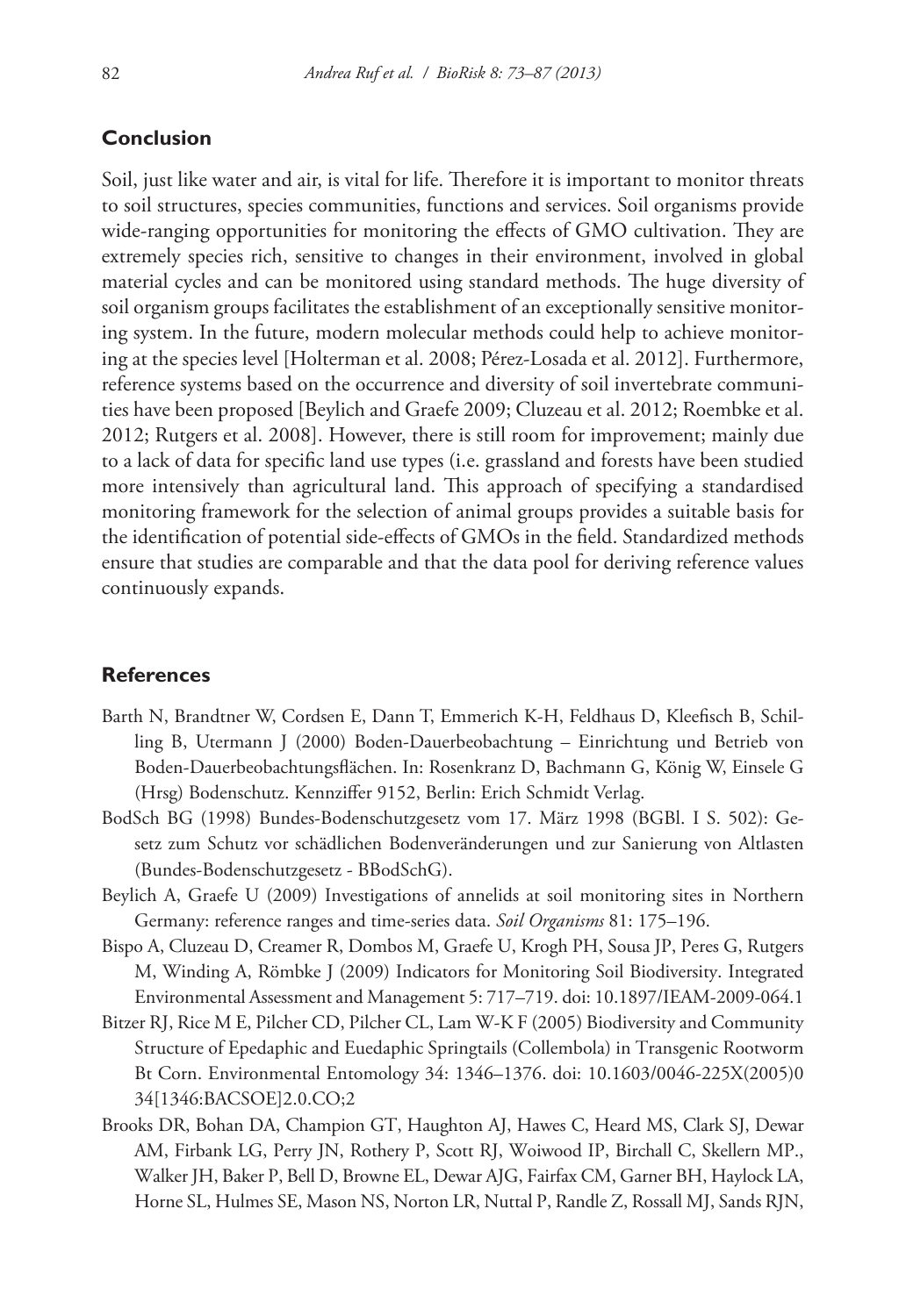## Conclusion

Soil, just like water and air, is vital for life. Therefore it is important to monitor threats to soil structures, species communities, functions and services. Soil organisms provide wide-ranging opportunities for monitoring the effects of GMO cultivation. They are extremely species rich, sensitive to changes in their environment, involved in global material cycles and can be monitored using standard methods. The huge diversity of soil organism groups facilitates the establishment of an exceptionally sensitive monitoring system. In the future, modern molecular methods could help to achieve monitoring at the species level [Holterman et al. 2008; Pérez-Losada et al. 2012]. Furthermore, reference systems based on the occurrence and diversity of soil invertebrate communities have been proposed [Beylich and Graefe 2009; Cluzeau et al. 2012; Roembke et al. 2012; Rutgers et al. 2008]. However, there is still room for improvement; mainly due to a lack of data for specific land use types (i.e. grassland and forests have been studied more intensively than agricultural land. This approach of specifying a standardised monitoring framework for the selection of animal groups provides a suitable basis for the identification of potential side-effects of GMOs in the field. Standardized methods ensure that studies are comparable and that the data pool for deriving reference values continuously expands.

## References

Barth N, Brandtner W, Cordsen E, Dann T, Emmerich K-H, Feldhaus D, Kleefisch B, Schilling B, Utermann J (2000) Boden-Dauerbeobachtung – Einrichtung und Betrieb von Boden-Dauerbeobachtungsflächen. In: Rosenkranz D, Bachmann G, König W, Einsele G (Hrsg) Bodenschutz. Kennziffer 9152, Berlin: Erich Schmidt Verlag.

BodSch BG (1998) Bundes-Bodenschutzgesetz vom 17. März 1998 (BGBl. I S. 502): Gesetz zum Schutz vor schädlichen Bodenveränderungen und zur Sanierung von Altlasten (Bundes-Bodenschutzgesetz - BBodSchG).

Beylich A, Graefe U (2009) Investigations of annelids at soil monitoring sites in Northern Germany: reference ranges and time-series data. *Soil Organisms* 81: 175–196.

Bispo A, Cluzeau D, Creamer R, Dombos M, Graefe U, Krogh PH, Sousa JP, Peres G, Rutgers M, Winding A, Römbke J (2009) Indicators for Monitoring Soil Biodiversity. Integrated Environmental Assessment and Management 5: 717–719. doi: 10.1897/IEAM-2009-064.1

Bitzer RJ, Rice M E, Pilcher CD, Pilcher CL, Lam W-K F (2005) Biodiversity and Community Structure of Epedaphic and Euedaphic Springtails (Collembola) in Transgenic Rootworm Bt Corn. Environmental Entomology 34: 1346–1376. doi: 10.1603/0046-225X(2005)034[1346:BACSOE]2.0.CO;2

Brooks DR, Bohan DA, Champion GT, Haughton AJ, Hawes C, Heard MS, Clark SJ, Dewar AM, Firbank LG, Perry JN, Rothery P, Scott RJ, Woiwood IP, Birchall C, Skellern MP., Walker JH, Baker P, Bell D, Browne EL, Dewar AJG, Fairfax CM, Garner BH, Haylock LA, Horne SL, Hulmes SE, Mason NS, Norton LR, Nuttal P, Randle Z, Rossall MJ, Sands RJN,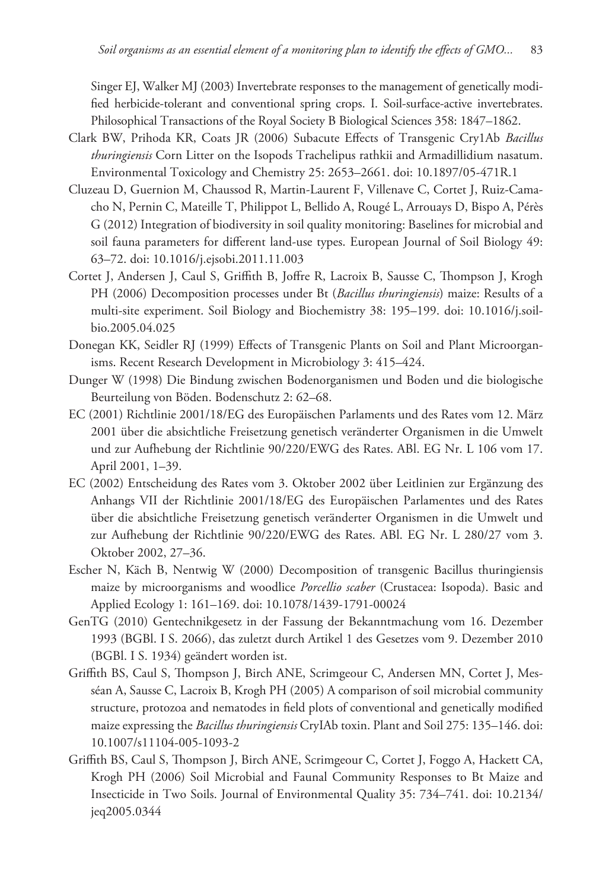Singer EJ, Walker MJ (2003) Invertebrate responses to the management of genetically modified herbicide-tolerant and conventional spring crops. I. Soil-surface-active invertebrates. Philosophical Transactions of the Royal Society B Biological Sciences 358: 1847–1862.

Clark BW, Prihoda KR, Coats JR (2006) Subacute Effects of Transgenic Cry1Ab *Bacillus thuringiensis* Corn Litter on the Isopods Trachelipus rathkii and Armadillidium nasatum. Environmental Toxicology and Chemistry 25: 2653–2661. doi: 10.1897/05-471R.1

Cluzeau D, Guernion M, Chaussod R, Martin-Laurent F, Villenave C, Cortet J, Ruiz-Camacho N, Pernin C, Mateille T, Philippot L, Bellido A, Rougé L, Arrouays D, Bispo A, Pérès G (2012) Integration of biodiversity in soil quality monitoring: Baselines for microbial and soil fauna parameters for different land-use types. European Journal of Soil Biology 49: 63–72. doi: 10.1016/j.ejsobi.2011.11.003

Cortet J, Andersen J, Caul S, Griffith B, Joffre R, Lacroix B, Sausse C, Thompson J, Krogh PH (2006) Decomposition processes under Bt (*Bacillus thuringiensis*) maize: Results of a multi-site experiment. Soil Biology and Biochemistry 38: 195–199. doi: 10.1016/j.soilbio.2005.04.025

Donegan KK, Seidler RJ (1999) Effects of Transgenic Plants on Soil and Plant Microorganisms. Recent Research Development in Microbiology 3: 415–424.

Dunger W (1998) Die Bindung zwischen Bodenorganismen und Boden und die biologische Beurteilung von Böden. Bodenschutz 2: 62–68.

EC (2001) Richtlinie 2001/18/EG des Europäischen Parlaments und des Rates vom 12. März 2001 über die absichtliche Freisetzung genetisch veränderter Organismen in die Umwelt und zur Aufhebung der Richtlinie 90/220/EWG des Rates. ABl. EG Nr. L 106 vom 17. April 2001, 1–39.

EC (2002) Entscheidung des Rates vom 3. Oktober 2002 über Leitlinien zur Ergänzung des Anhangs VII der Richtlinie 2001/18/EG des Europäischen Parlamentes und des Rates über die absichtliche Freisetzung genetisch veränderter Organismen in die Umwelt und zur Aufhebung der Richtlinie 90/220/EWG des Rates. ABl. EG Nr. L 280/27 vom 3. Oktober 2002, 27–36.

Escher N, Käch B, Nentwig W (2000) Decomposition of transgenic Bacillus thuringiensis maize by microorganisms and woodlice *Porcellio scaber* (Crustacea: Isopoda). Basic and Applied Ecology 1: 161–169. doi: 10.1078/1439-1791-00024

GenTG (2010) Gentechnikgesetz in der Fassung der Bekanntmachung vom 16. Dezember 1993 (BGBl. I S. 2066), das zuletzt durch Artikel 1 des Gesetzes vom 9. Dezember 2010 (BGBl. I S. 1934) geändert worden ist.

Griffith BS, Caul S, Thompson J, Birch ANE, Scrimgeour C, Andersen MN, Cortet J, Messéan A, Sausse C, Lacroix B, Krogh PH (2005) A comparison of soil microbial community structure, protozoa and nematodes in field plots of conventional and genetically modified maize expressing the *Bacillus thuringiensis* CryIAb toxin. Plant and Soil 275: 135–146. doi: 10.1007/s11104-005-1093-2

Griffith BS, Caul S, Thompson J, Birch ANE, Scrimgeour C, Cortet J, Foggo A, Hackett CA, Krogh PH (2006) Soil Microbial and Faunal Community Responses to Bt Maize and Insecticide in Two Soils. Journal of Environmental Quality 35: 734–741. doi: 10.2134/jeq2005.0344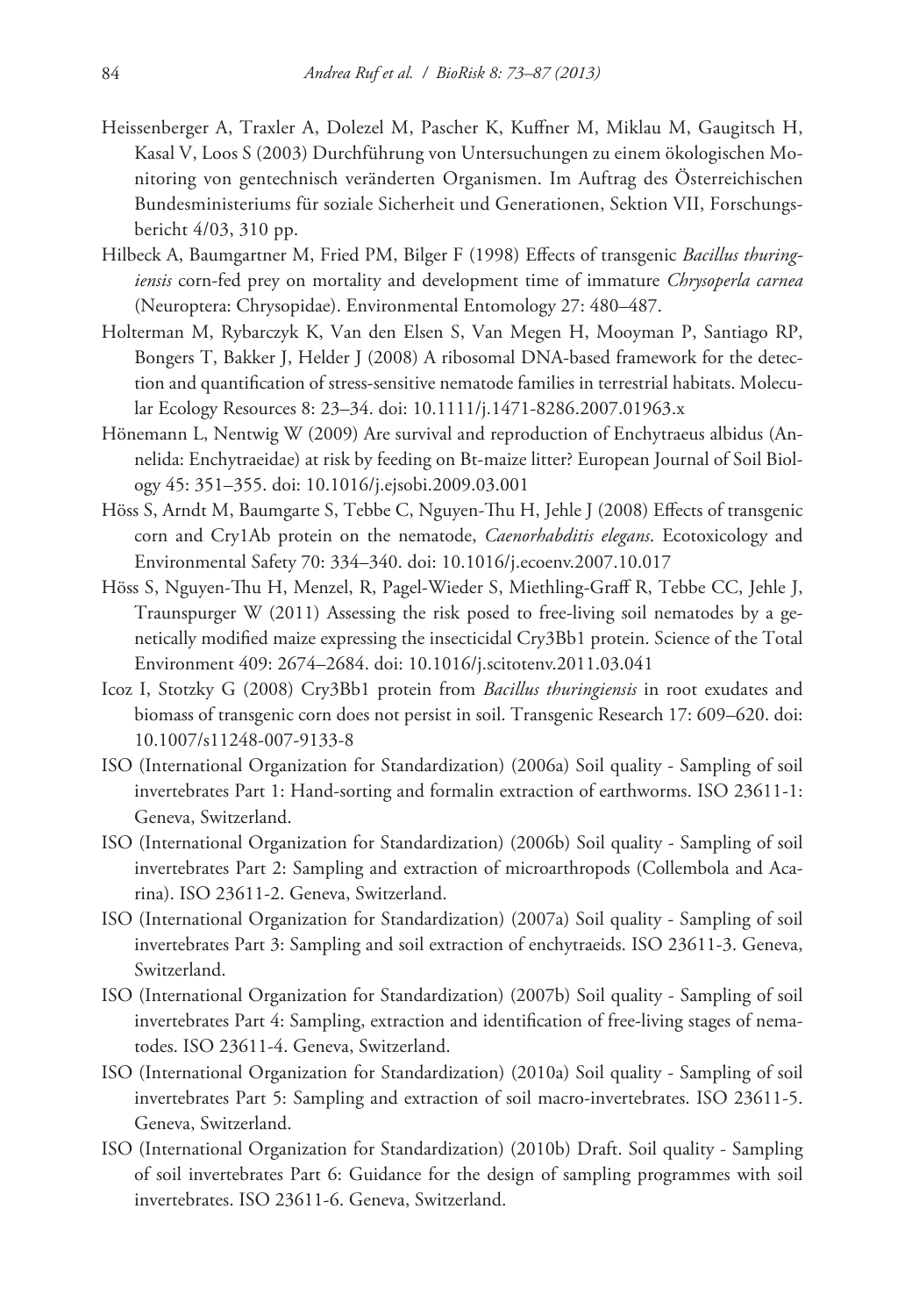Heissenberger A, Traxler A, Dolezel M, Pascher K, Kuffner M, Miklau M, Gaugitsch H, Kasal V, Loos S (2003) Durchführung von Untersuchungen zu einem ökologischen Monitoring von gentechnisch veränderten Organismen. Im Auftrag des Österreichischen Bundesministeriums für soziale Sicherheit und Generationen, Sektion VII, Forschungsbericht 4/03, 310 pp.

Hilbeck A, Baumgartner M, Fried PM, Bilger F (1998) Effects of transgenic *Bacillus thuringiensis* corn-fed prey on mortality and development time of immature *Chrysoperla carnea* (Neuroptera: Chrysopidae). Environmental Entomology 27: 480–487.

Holterman M, Rybarczyk K, Van den Elsen S, Van Megen H, Mooyman P, Santiago RP, Bongers T, Bakker J, Helder J (2008) A ribosomal DNA-based framework for the detection and quantification of stress-sensitive nematode families in terrestrial habitats. Molecular Ecology Resources 8: 23–34. doi: 10.1111/j.1471-8286.2007.01963.x

Hönemann L, Nentwig W (2009) Are survival and reproduction of Enchytraeus albidus (Annelida: Enchytraeidae) at risk by feeding on Bt-maize litter? European Journal of Soil Biology 45: 351–355. doi: 10.1016/j.ejsobi.2009.03.001

Höss S, Arndt M, Baumgarte S, Tebbe C, Nguyen-Thu H, Jehle J (2008) Effects of transgenic corn and Cry1Ab protein on the nematode, *Caenorhabditis elegans*. Ecotoxicology and Environmental Safety 70: 334–340. doi: 10.1016/j.ecoenv.2007.10.017

Höss S, Nguyen-Thu H, Menzel, R, Pagel-Wieder S, Miethling-Graff R, Tebbe CC, Jehle J, Traunspurger W (2011) Assessing the risk posed to free-living soil nematodes by a genetically modified maize expressing the insecticidal Cry3Bb1 protein. Science of the Total Environment 409: 2674–2684. doi: 10.1016/j.scitotenv.2011.03.041

Icoz I, Stotzky G (2008) Cry3Bb1 protein from *Bacillus thuringiensis* in root exudates and biomass of transgenic corn does not persist in soil. Transgenic Research 17: 609–620. doi: 10.1007/s11248-007-9133-8

ISO (International Organization for Standardization) (2006a) Soil quality - Sampling of soil invertebrates Part 1: Hand-sorting and formalin extraction of earthworms. ISO 23611-1: Geneva, Switzerland.

ISO (International Organization for Standardization) (2006b) Soil quality - Sampling of soil invertebrates Part 2: Sampling and extraction of microarthropods (Collembola and Acarina). ISO 23611-2. Geneva, Switzerland.

ISO (International Organization for Standardization) (2007a) Soil quality - Sampling of soil invertebrates Part 3: Sampling and soil extraction of enchytraeids. ISO 23611-3. Geneva, Switzerland.

ISO (International Organization for Standardization) (2007b) Soil quality - Sampling of soil invertebrates Part 4: Sampling, extraction and identification of free-living stages of nematodes. ISO 23611-4. Geneva, Switzerland.

ISO (International Organization for Standardization) (2010a) Soil quality - Sampling of soil invertebrates Part 5: Sampling and extraction of soil macro-invertebrates. ISO 23611-5. Geneva, Switzerland.

ISO (International Organization for Standardization) (2010b) Draft. Soil quality - Sampling of soil invertebrates Part 6: Guidance for the design of sampling programmes with soil invertebrates. ISO 23611-6. Geneva, Switzerland.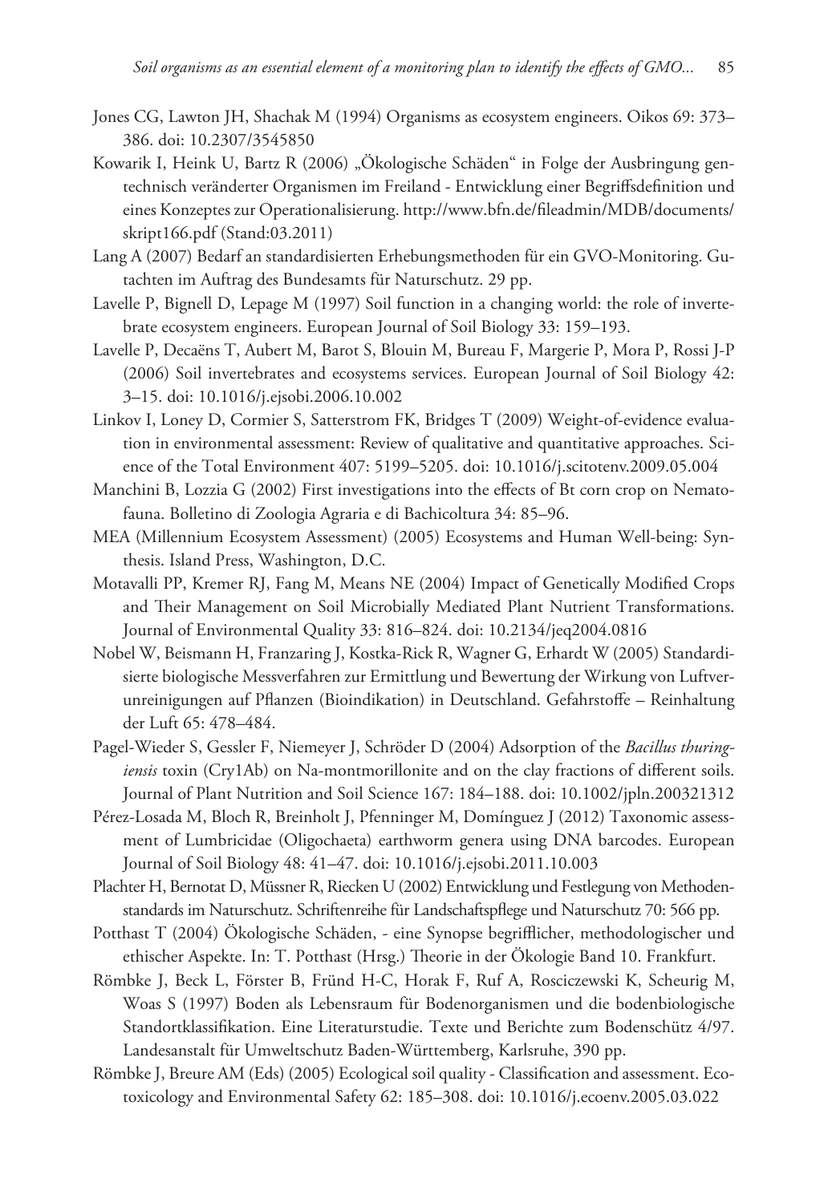Jones CG, Lawton JH, Shachak M (1994) Organisms as ecosystem engineers. Oikos 69: 373–386. doi: 10.2307/3545850

Kowarik I, Heink U, Bartz R (2006) „Ökologische Schäden" in Folge der Ausbringung gentechnisch veränderter Organismen im Freiland - Entwicklung einer Begriffsdefinition und eines Konzeptes zur Operationalisierung. http://www.bfn.de/fileadmin/MDB/documents/skript166.pdf (Stand:03.2011)

Lang A (2007) Bedarf an standardisierten Erhebungsmethoden für ein GVO-Monitoring. Gutachten im Auftrag des Bundesamts für Naturschutz. 29 pp.

Lavelle P, Bignell D, Lepage M (1997) Soil function in a changing world: the role of invertebrate ecosystem engineers. European Journal of Soil Biology 33: 159–193.

Lavelle P, Decaëns T, Aubert M, Barot S, Blouin M, Bureau F, Margerie P, Mora P, Rossi J-P (2006) Soil invertebrates and ecosystems services. European Journal of Soil Biology 42: 3–15. doi: 10.1016/j.ejsobi.2006.10.002

Linkov I, Loney D, Cormier S, Satterstrom FK, Bridges T (2009) Weight-of-evidence evaluation in environmental assessment: Review of qualitative and quantitative approaches. Science of the Total Environment 407: 5199–5205. doi: 10.1016/j.scitotenv.2009.05.004

Manchini B, Lozzia G (2002) First investigations into the effects of Bt corn crop on Nematofauna. Bolletino di Zoologia Agraria e di Bachicoltura 34: 85–96.

MEA (Millennium Ecosystem Assessment) (2005) Ecosystems and Human Well-being: Synthesis. Island Press, Washington, D.C.

Motavalli PP, Kremer RJ, Fang M, Means NE (2004) Impact of Genetically Modified Crops and Their Management on Soil Microbially Mediated Plant Nutrient Transformations. Journal of Environmental Quality 33: 816–824. doi: 10.2134/jeq2004.0816

Nobel W, Beismann H, Franzaring J, Kostka-Rick R, Wagner G, Erhardt W (2005) Standardisierte biologische Messverfahren zur Ermittlung und Bewertung der Wirkung von Luftverunreinigungen auf Pflanzen (Bioindikation) in Deutschland. Gefahrstoffe – Reinhaltung der Luft 65: 478–484.

Pagel-Wieder S, Gessler F, Niemeyer J, Schröder D (2004) Adsorption of the *Bacillus thuringiensis* toxin (Cry1Ab) on Na-montmorillonite and on the clay fractions of different soils. Journal of Plant Nutrition and Soil Science 167: 184–188. doi: 10.1002/jpln.200321312

Pérez-Losada M, Bloch R, Breinholt J, Pfenninger M, Domínguez J (2012) Taxonomic assessment of Lumbricidae (Oligochaeta) earthworm genera using DNA barcodes. European Journal of Soil Biology 48: 41–47. doi: 10.1016/j.ejsobi.2011.10.003

Plachter H, Bernotat D, Müssner R, Riecken U (2002) Entwicklung und Festlegung von Methodenstandards im Naturschutz. Schriftenreihe für Landschaftspflege und Naturschutz 70: 566 pp.

Potthast T (2004) Ökologische Schäden, - eine Synopse begrifflicher, methodologischer und ethischer Aspekte. In: T. Potthast (Hrsg.) Theorie in der Ökologie Band 10. Frankfurt.

Römbke J, Beck L, Förster B, Fründ H-C, Horak F, Ruf A, Rosciczewski K, Scheurig M, Woas S (1997) Boden als Lebensraum für Bodenorganismen und die bodenbiologische Standortklassifikation. Eine Literaturstudie. Texte und Berichte zum Bodenschütz 4/97. Landesanstalt für Umweltschutz Baden-Württemberg, Karlsruhe, 390 pp.

Römbke J, Breure AM (Eds) (2005) Ecological soil quality - Classification and assessment. Ecotoxicology and Environmental Safety 62: 185–308. doi: 10.1016/j.ecoenv.2005.03.022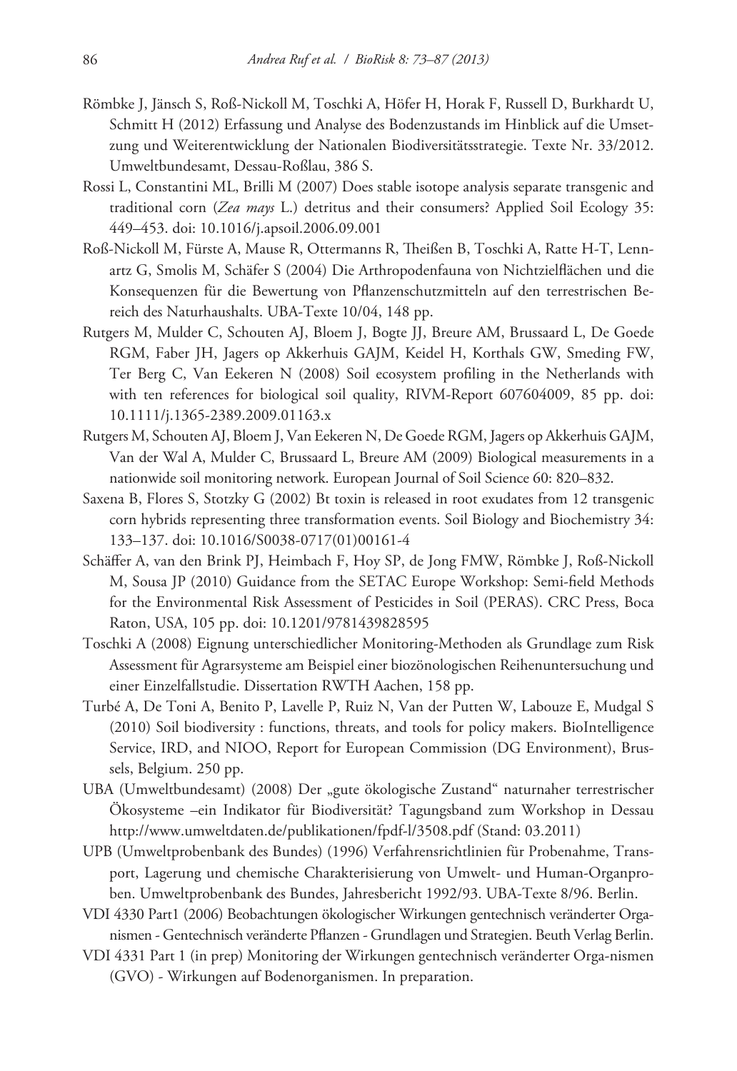Römbke J, Jänsch S, Roß-Nickoll M, Toschki A, Höfer H, Horak F, Russell D, Burkhardt U, Schmitt H (2012) Erfassung und Analyse des Bodenzustands im Hinblick auf die Umsetzung und Weiterentwicklung der Nationalen Biodiversitätsstrategie. Texte Nr. 33/2012. Umweltbundesamt, Dessau-Roßlau, 386 S.

Rossi L, Constantini ML, Brilli M (2007) Does stable isotope analysis separate transgenic and traditional corn (*Zea mays* L.) detritus and their consumers? Applied Soil Ecology 35: 449–453. doi: 10.1016/j.apsoil.2006.09.001

Roß-Nickoll M, Fürste A, Mause R, Ottermanns R, Theißen B, Toschki A, Ratte H-T, Lennartz G, Smolis M, Schäfer S (2004) Die Arthropodenfauna von Nichtzielflächen und die Konsequenzen für die Bewertung von Pflanzenschutzmitteln auf den terrestrischen Bereich des Naturhaushalts. UBA-Texte 10/04, 148 pp.

Rutgers M, Mulder C, Schouten AJ, Bloem J, Bogte JJ, Breure AM, Brussaard L, De Goede RGM, Faber JH, Jagers op Akkerhuis GAJM, Keidel H, Korthals GW, Smeding FW, Ter Berg C, Van Eekeren N (2008) Soil ecosystem profiling in the Netherlands with with ten references for biological soil quality, RIVM-Report 607604009, 85 pp. doi: 10.1111/j.1365-2389.2009.01163.x

Rutgers M, Schouten AJ, Bloem J, Van Eekeren N, De Goede RGM, Jagers op Akkerhuis GAJM, Van der Wal A, Mulder C, Brussaard L, Breure AM (2009) Biological measurements in a nationwide soil monitoring network. European Journal of Soil Science 60: 820–832.

Saxena B, Flores S, Stotzky G (2002) Bt toxin is released in root exudates from 12 transgenic corn hybrids representing three transformation events. Soil Biology and Biochemistry 34: 133–137. doi: 10.1016/S0038-0717(01)00161-4

Schäffer A, van den Brink PJ, Heimbach F, Hoy SP, de Jong FMW, Römbke J, Roß-Nickoll M, Sousa JP (2010) Guidance from the SETAC Europe Workshop: Semi-field Methods for the Environmental Risk Assessment of Pesticides in Soil (PERAS). CRC Press, Boca Raton, USA, 105 pp. doi: 10.1201/9781439828595

Toschki A (2008) Eignung unterschiedlicher Monitoring-Methoden als Grundlage zum Risk Assessment für Agrarsysteme am Beispiel einer biozönologischen Reihenuntersuchung und einer Einzelfallstudie. Dissertation RWTH Aachen, 158 pp.

Turbé A, De Toni A, Benito P, Lavelle P, Ruiz N, Van der Putten W, Labouze E, Mudgal S (2010) Soil biodiversity : functions, threats, and tools for policy makers. BioIntelligence Service, IRD, and NIOO, Report for European Commission (DG Environment), Brussels, Belgium. 250 pp.

UBA (Umweltbundesamt) (2008) Der „gute ökologische Zustand" naturnaher terrestrischer Ökosysteme –ein Indikator für Biodiversität? Tagungsband zum Workshop in Dessau http://www.umweltdaten.de/publikationen/fpdf-l/3508.pdf (Stand: 03.2011)

UPB (Umweltprobenbank des Bundes) (1996) Verfahrensrichtlinien für Probenahme, Transport, Lagerung und chemische Charakterisierung von Umwelt- und Human-Organproben. Umweltprobenbank des Bundes, Jahresbericht 1992/93. UBA-Texte 8/96. Berlin.

VDI 4330 Part1 (2006) Beobachtungen ökologischer Wirkungen gentechnisch veränderter Organismen - Gentechnisch veränderte Pflanzen - Grundlagen und Strategien. Beuth Verlag Berlin.

VDI 4331 Part 1 (in prep) Monitoring der Wirkungen gentechnisch veränderter Orga-nismen (GVO) - Wirkungen auf Bodenorganismen. In preparation.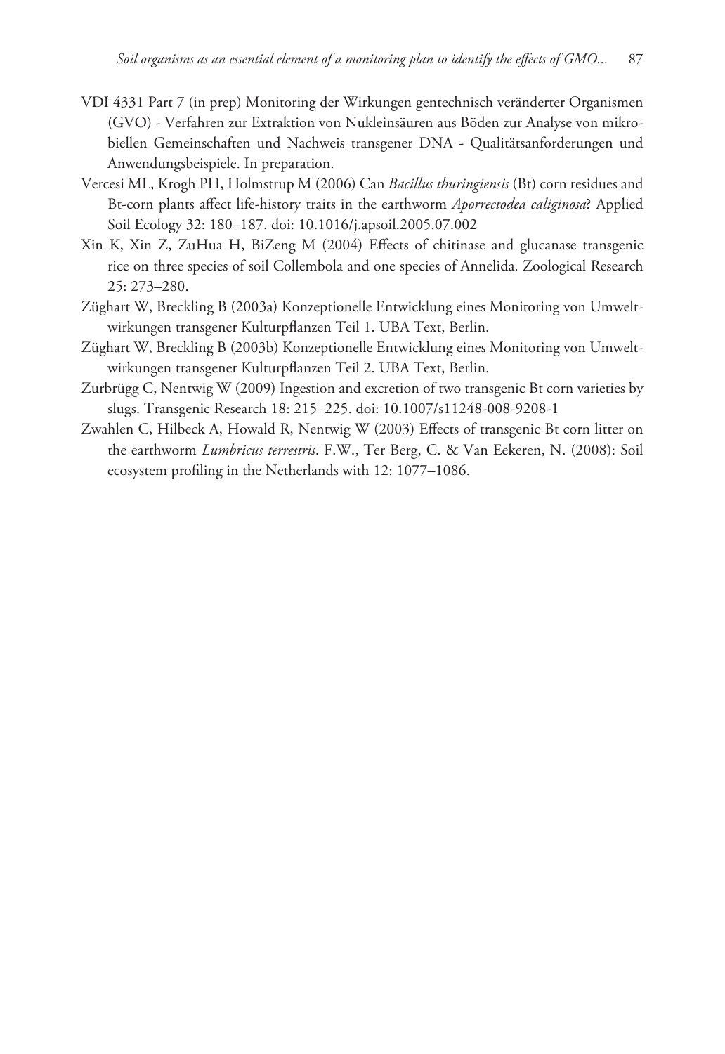VDI 4331 Part 7 (in prep) Monitoring der Wirkungen gentechnisch veränderter Organismen (GVO) - Verfahren zur Extraktion von Nukleinsäuren aus Böden zur Analyse von mikrobiellen Gemeinschaften und Nachweis transgener DNA - Qualitätsanforderungen und Anwendungsbeispiele. In preparation.

Vercesi ML, Krogh PH, Holmstrup M (2006) Can *Bacillus thuringiensis* (Bt) corn residues and Bt-corn plants affect life-history traits in the earthworm *Aporrectodea caliginosa*? Applied Soil Ecology 32: 180–187. doi: 10.1016/j.apsoil.2005.07.002

Xin K, Xin Z, ZuHua H, BiZeng M (2004) Effects of chitinase and glucanase transgenic rice on three species of soil Collembola and one species of Annelida. Zoological Research 25: 273–280.

Züghart W, Breckling B (2003a) Konzeptionelle Entwicklung eines Monitoring von Umweltwirkungen transgener Kulturpflanzen Teil 1. UBA Text, Berlin.

Züghart W, Breckling B (2003b) Konzeptionelle Entwicklung eines Monitoring von Umweltwirkungen transgener Kulturpflanzen Teil 2. UBA Text, Berlin.

Zurbrügg C, Nentwig W (2009) Ingestion and excretion of two transgenic Bt corn varieties by slugs. Transgenic Research 18: 215–225. doi: 10.1007/s11248-008-9208-1

Zwahlen C, Hilbeck A, Howald R, Nentwig W (2003) Effects of transgenic Bt corn litter on the earthworm *Lumbricus terrestris*. F.W., Ter Berg, C. & Van Eekeren, N. (2008): Soil ecosystem profiling in the Netherlands with 12: 1077–1086.